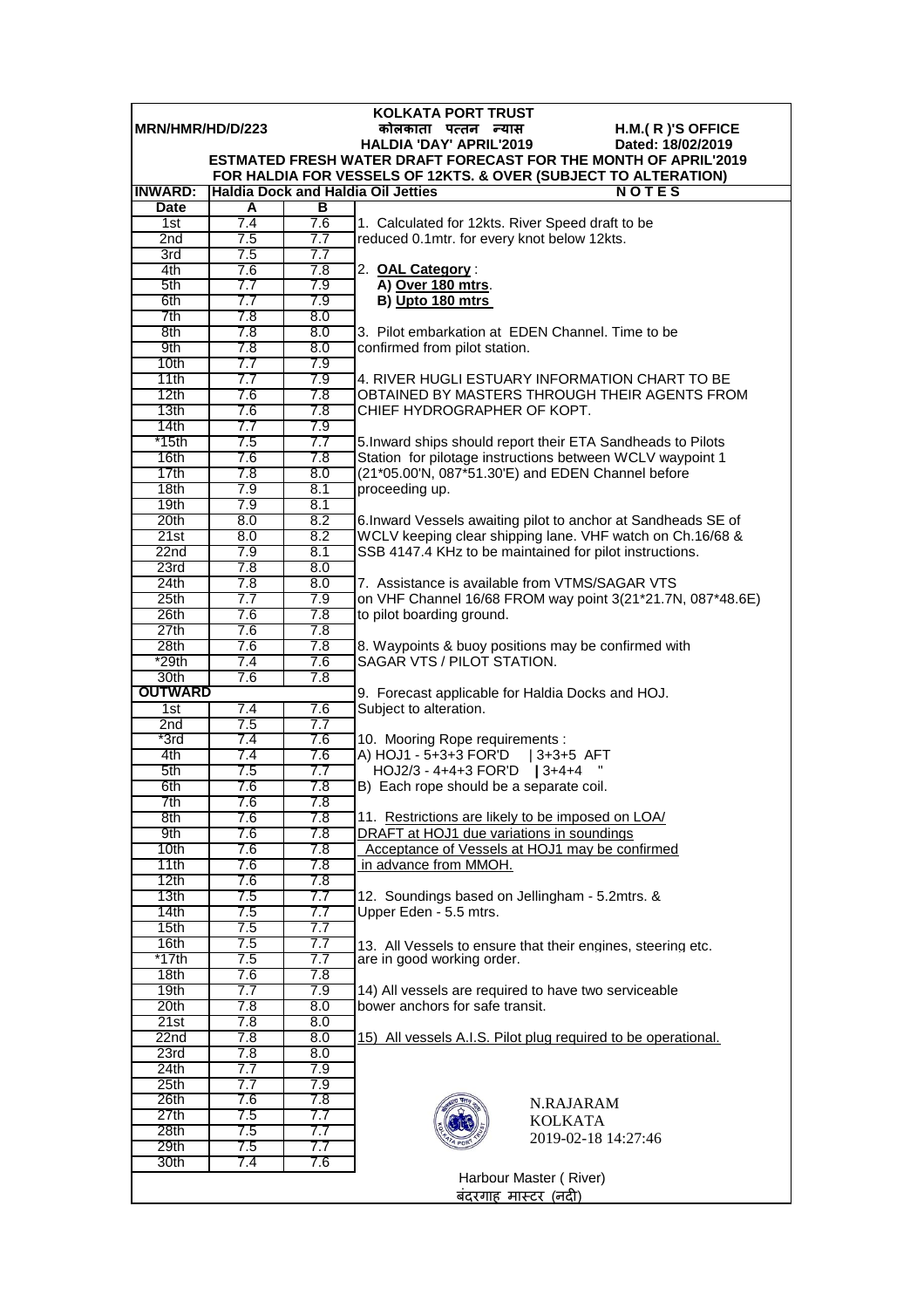**KOLKATA PORT TRUST**

**MRN/HMR/HD/D/223** **कोलकाता पत्तन न्यास** **H.M.( R )'S OFFICE**

**HALDIA 'DAY' APRIL'2019** **Dated: 18/02/2019**

**ESTMATED FRESH WATER DRAFT FORECAST FOR THE MONTH OF APRIL'2019**

**FOR HALDIA FOR VESSELS OF 12KTS. & OVER (SUBJECT TO ALTERATION)**

**INWARD: Haldia Dock and Haldia Oil Jetties**

| Date | A | B |
|---|---|---|
| 1st | 7.4 | 7.6 |
| 2nd | 7.5 | 7.7 |
| 3rd | 7.5 | 7.7 |
| 4th | 7.6 | 7.8 |
| 5th | 7.7 | 7.9 |
| 6th | 7.7 | 7.9 |
| 7th | 7.8 | 8.0 |
| 8th | 7.8 | 8.0 |
| 9th | 7.8 | 8.0 |
| 10th | 7.7 | 7.9 |
| 11th | 7.7 | 7.9 |
| 12th | 7.6 | 7.8 |
| 13th | 7.6 | 7.8 |
| 14th | 7.7 | 7.9 |
| *15th | 7.5 | 7.7 |
| 16th | 7.6 | 7.8 |
| 17th | 7.8 | 8.0 |
| 18th | 7.9 | 8.1 |
| 19th | 7.9 | 8.1 |
| 20th | 8.0 | 8.2 |
| 21st | 8.0 | 8.2 |
| 22nd | 7.9 | 8.1 |
| 23rd | 7.8 | 8.0 |
| 24th | 7.8 | 8.0 |
| 25th | 7.7 | 7.9 |
| 26th | 7.6 | 7.8 |
| 27th | 7.6 | 7.8 |
| 28th | 7.6 | 7.8 |
| *29th | 7.4 | 7.6 |
| 30th | 7.6 | 7.8 |
| **OUTWARD** | | |
| 1st | 7.4 | 7.6 |
| 2nd | 7.5 | 7.7 |
| *3rd | 7.4 | 7.6 |
| 4th | 7.4 | 7.6 |
| 5th | 7.5 | 7.7 |
| 6th | 7.6 | 7.8 |
| 7th | 7.6 | 7.8 |
| 8th | 7.6 | 7.8 |
| 9th | 7.6 | 7.8 |
| 10th | 7.6 | 7.8 |
| 11th | 7.6 | 7.8 |
| 12th | 7.6 | 7.8 |
| 13th | 7.5 | 7.7 |
| 14th | 7.5 | 7.7 |
| 15th | 7.5 | 7.7 |
| 16th | 7.5 | 7.7 |
| *17th | 7.5 | 7.7 |
| 18th | 7.6 | 7.8 |
| 19th | 7.7 | 7.9 |
| 20th | 7.8 | 8.0 |
| 21st | 7.8 | 8.0 |
| 22nd | 7.8 | 8.0 |
| 23rd | 7.8 | 8.0 |
| 24th | 7.7 | 7.9 |
| 25th | 7.7 | 7.9 |
| 26th | 7.6 | 7.8 |
| 27th | 7.5 | 7.7 |
| 28th | 7.5 | 7.7 |
| 29th | 7.5 | 7.7 |
| 30th | 7.4 | 7.6 |

**N O T E S**

1. Calculated for 12kts. River Speed draft to be reduced 0.1mtr. for every knot below 12kts.

2. **OAL Category** :
   **A) Over 180 mtrs**.
   **B) Upto 180 mtrs**

3. Pilot embarkation at EDEN Channel. Time to be confirmed from pilot station.

4. RIVER HUGLI ESTUARY INFORMATION CHART TO BE OBTAINED BY MASTERS THROUGH THEIR AGENTS FROM CHIEF HYDROGRAPHER OF KOPT.

5. Inward ships should report their ETA Sandheads to Pilots Station for pilotage instructions between WCLV waypoint 1 (21*05.00'N, 087*51.30'E) and EDEN Channel before proceeding up.

6. Inward Vessels awaiting pilot to anchor at Sandheads SE of WCLV keeping clear shipping lane. VHF watch on Ch.16/68 & SSB 4147.4 KHz to be maintained for pilot instructions.

7. Assistance is available from VTMS/SAGAR VTS on VHF Channel 16/68 FROM way point 3(21*21.7N, 087*48.6E) to pilot boarding ground.

8. Waypoints & buoy positions may be confirmed with SAGAR VTS / PILOT STATION.

9. Forecast applicable for Haldia Docks and HOJ. Subject to alteration.

10. Mooring Rope requirements :
   A) HOJ1 - 5+3+3 FOR'D | 3+3+5 AFT
   HOJ2/3 - 4+4+3 FOR'D | 3+4+4 "
   B) Each rope should be a separate coil.

11. Restrictions are likely to be imposed on LOA/ DRAFT at HOJ1 due variations in soundings Acceptance of Vessels at HOJ1 may be confirmed in advance from MMOH.

12. Soundings based on Jellingham - 5.2mtrs. & Upper Eden - 5.5 mtrs.

13. All Vessels to ensure that their engines, steering etc. are in good working order.

14) All vessels are required to have two serviceable bower anchors for safe transit.

15) All vessels A.I.S. Pilot plug required to be operational.

N.RAJARAM
KOLKATA
2019-02-18 14:27:46

Harbour Master ( River)
बंदरगाह मास्टर (नदी)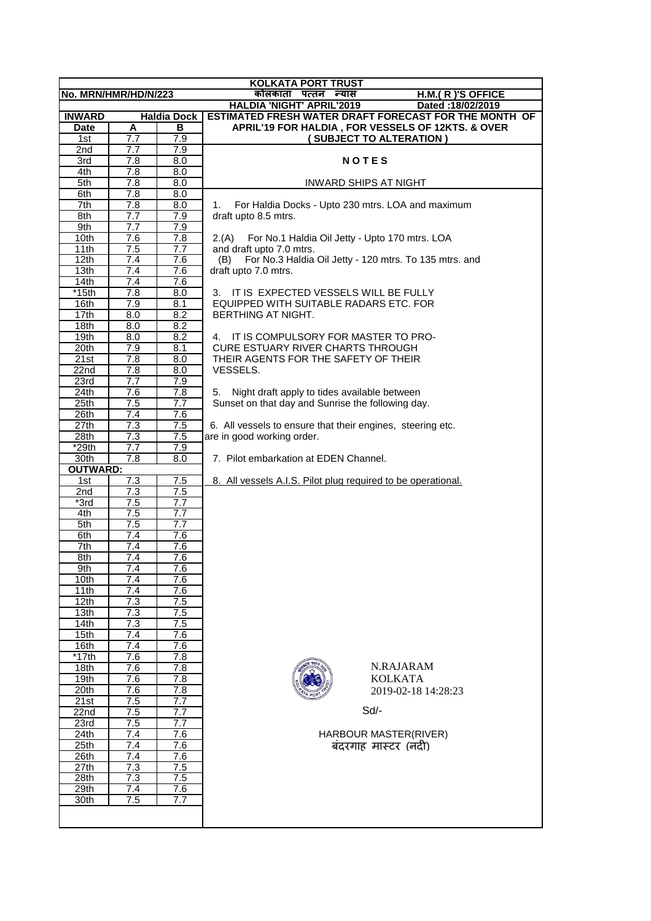**KOLKATA PORT TRUST**

**No. MRN/HMR/HD/N/223** — **कोलकाता पत्तन न्यास** — **H.M.( R )'S OFFICE**

**HALDIA 'NIGHT' APRIL'2019** — **Dated :18/02/2019**

**ESTIMATED FRESH WATER DRAFT FORECAST FOR THE MONTH OF APRIL'19 FOR HALDIA , FOR VESSELS OF 12KTS. & OVER**

**( SUBJECT TO ALTERATION )**

| INWARD | Haldia Dock | |
|---|---|---|
| **Date** | **A** | **B** |
| 1st | 7.7 | 7.9 |
| 2nd | 7.7 | 7.9 |
| 3rd | 7.8 | 8.0 |
| 4th | 7.8 | 8.0 |
| 5th | 7.8 | 8.0 |
| 6th | 7.8 | 8.0 |
| 7th | 7.8 | 8.0 |
| 8th | 7.7 | 7.9 |
| 9th | 7.7 | 7.9 |
| 10th | 7.6 | 7.8 |
| 11th | 7.5 | 7.7 |
| 12th | 7.4 | 7.6 |
| 13th | 7.4 | 7.6 |
| 14th | 7.4 | 7.6 |
| *15th | 7.8 | 8.0 |
| 16th | 7.9 | 8.1 |
| 17th | 8.0 | 8.2 |
| 18th | 8.0 | 8.2 |
| 19th | 8.0 | 8.2 |
| 20th | 7.9 | 8.1 |
| 21st | 7.8 | 8.0 |
| 22nd | 7.8 | 8.0 |
| 23rd | 7.7 | 7.9 |
| 24th | 7.6 | 7.8 |
| 25th | 7.5 | 7.7 |
| 26th | 7.4 | 7.6 |
| 27th | 7.3 | 7.5 |
| 28th | 7.3 | 7.5 |
| *29th | 7.7 | 7.9 |
| 30th | 7.8 | 8.0 |
| **OUTWARD:** | | |
| 1st | 7.3 | 7.5 |
| 2nd | 7.3 | 7.5 |
| *3rd | 7.5 | 7.7 |
| 4th | 7.5 | 7.7 |
| 5th | 7.5 | 7.7 |
| 6th | 7.4 | 7.6 |
| 7th | 7.4 | 7.6 |
| 8th | 7.4 | 7.6 |
| 9th | 7.4 | 7.6 |
| 10th | 7.4 | 7.6 |
| 11th | 7.4 | 7.6 |
| 12th | 7.3 | 7.5 |
| 13th | 7.3 | 7.5 |
| 14th | 7.3 | 7.5 |
| 15th | 7.4 | 7.6 |
| 16th | 7.4 | 7.6 |
| *17th | 7.6 | 7.8 |
| 18th | 7.6 | 7.8 |
| 19th | 7.6 | 7.8 |
| 20th | 7.6 | 7.8 |
| 21st | 7.5 | 7.7 |
| 22nd | 7.5 | 7.7 |
| 23rd | 7.5 | 7.7 |
| 24th | 7.4 | 7.6 |
| 25th | 7.4 | 7.6 |
| 26th | 7.4 | 7.6 |
| 27th | 7.3 | 7.5 |
| 28th | 7.3 | 7.5 |
| 29th | 7.4 | 7.6 |
| 30th | 7.5 | 7.7 |

## N O T E S

INWARD SHIPS AT NIGHT

1. For Haldia Docks - Upto 230 mtrs. LOA and maximum draft upto 8.5 mtrs.

2.(A) For No.1 Haldia Oil Jetty - Upto 170 mtrs. LOA and draft upto 7.0 mtrs.
(B) For No.3 Haldia Oil Jetty - 120 mtrs. To 135 mtrs. and draft upto 7.0 mtrs.

3. IT IS EXPECTED VESSELS WILL BE FULLY EQUIPPED WITH SUITABLE RADARS ETC. FOR BERTHING AT NIGHT.

4. IT IS COMPULSORY FOR MASTER TO PROCURE ESTUARY RIVER CHARTS THROUGH THEIR AGENTS FOR THE SAFETY OF THEIR VESSELS.

5. Night draft apply to tides available between Sunset on that day and Sunrise the following day.

6. All vessels to ensure that their engines, steering etc. are in good working order.

7. Pilot embarkation at EDEN Channel.

8. All vessels A.I.S. Pilot plug required to be operational.

N.RAJARAM
KOLKATA
2019-02-18 14:28:23

Sd/-

HARBOUR MASTER(RIVER)
बंदरगाह मास्टर (नदी)